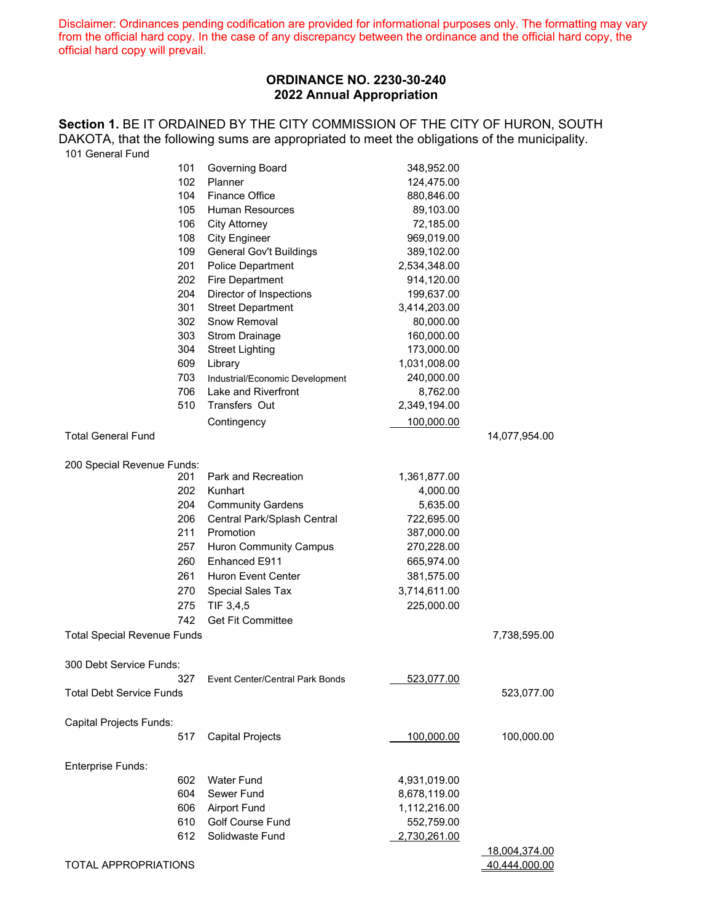Disclaimer: Ordinances pending codification are provided for informational purposes only. The formatting may vary from the official hard copy. In the case of any discrepancy between the ordinance and the official hard copy, the official hard copy will prevail.

## ORDINANCE NO. 2230-30-240
## 2022 Annual Appropriation

**Section 1.** BE IT ORDAINED BY THE CITY COMMISSION OF THE CITY OF HURON, SOUTH DAKOTA, that the following sums are appropriated to meet the obligations of the municipality.

| Fund | No. | Department | Amount | Total |
|---|---|---|---|---|
| 101 General Fund | | | | |
| | 101 | Governing Board | 348,952.00 | |
| | 102 | Planner | 124,475.00 | |
| | 104 | Finance Office | 880,846.00 | |
| | 105 | Human Resources | 89,103.00 | |
| | 106 | City Attorney | 72,185.00 | |
| | 108 | City Engineer | 969,019.00 | |
| | 109 | General Gov't Buildings | 389,102.00 | |
| | 201 | Police Department | 2,534,348.00 | |
| | 202 | Fire Department | 914,120.00 | |
| | 204 | Director of Inspections | 199,637.00 | |
| | 301 | Street Department | 3,414,203.00 | |
| | 302 | Snow Removal | 80,000.00 | |
| | 303 | Strom Drainage | 160,000.00 | |
| | 304 | Street Lighting | 173,000.00 | |
| | 609 | Library | 1,031,008.00 | |
| | 703 | Industrial/Economic Development | 240,000.00 | |
| | 706 | Lake and Riverfront | 8,762.00 | |
| | 510 | Transfers Out | 2,349,194.00 | |
| | | Contingency | 100,000.00 | |
| Total General Fund | | | | 14,077,954.00 |
| 200 Special Revenue Funds: | | | | |
| | 201 | Park and Recreation | 1,361,877.00 | |
| | 202 | Kunhart | 4,000.00 | |
| | 204 | Community Gardens | 5,635.00 | |
| | 206 | Central Park/Splash Central | 722,695.00 | |
| | 211 | Promotion | 387,000.00 | |
| | 257 | Huron Community Campus | 270,228.00 | |
| | 260 | Enhanced E911 | 665,974.00 | |
| | 261 | Huron Event Center | 381,575.00 | |
| | 270 | Special Sales Tax | 3,714,611.00 | |
| | 275 | TIF 3,4,5 | 225,000.00 | |
| | 742 | Get Fit Committee | | |
| Total Special Revenue Funds | | | | 7,738,595.00 |
| 300 Debt Service Funds: | | | | |
| | 327 | Event Center/Central Park Bonds | 523,077.00 | |
| Total Debt Service Funds | | | | 523,077.00 |
| Capital Projects Funds: | | | | |
| | 517 | Capital Projects | 100,000.00 | 100,000.00 |
| Enterprise Funds: | | | | |
| | 602 | Water Fund | 4,931,019.00 | |
| | 604 | Sewer Fund | 8,678,119.00 | |
| | 606 | Airport Fund | 1,112,216.00 | |
| | 610 | Golf Course Fund | 552,759.00 | |
| | 612 | Solidwaste Fund | 2,730,261.00 | |
| | | | | 18,004,374.00 |
| TOTAL APPROPRIATIONS | | | | 40,444,000.00 |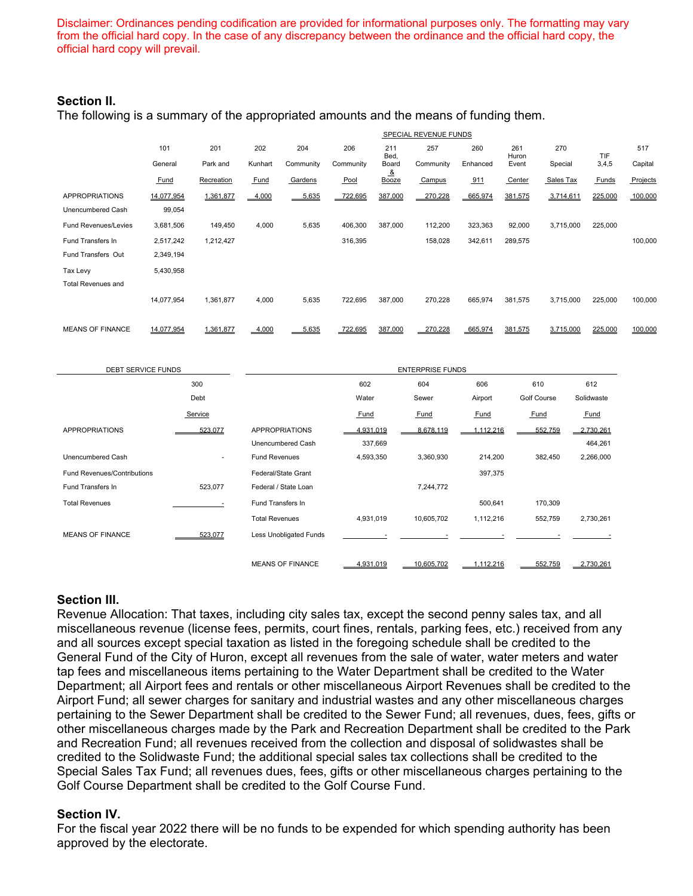Disclaimer: Ordinances pending codification are provided for informational purposes only. The formatting may vary from the official hard copy. In the case of any discrepancy between the ordinance and the official hard copy, the official hard copy will prevail.

## Section II.

The following is a summary of the appropriated amounts and the means of funding them.

| | | | SPECIAL REVENUE FUNDS | | | | | | | | | |
|---|---|---|---|---|---|---|---|---|---|---|---|---|
| | 101 General Fund | 201 Park and Recreation | 202 Kunhart Fund | 204 Community Gardens | 206 Community Pool | 211 Bed, Board & Booze | 257 Community Campus | 260 Enhanced 911 | 261 Huron Event Center | 270 Special Sales Tax | TIF 3,4,5 Funds | 517 Capital Projects |
| APPROPRIATIONS | 14,077,954 | 1,361,877 | 4,000 | 5,635 | 722,695 | 387,000 | 270,228 | 665,974 | 381,575 | 3,714,611 | 225,000 | 100,000 |
| Unencumbered Cash | 99,054 | | | | | | | | | | | |
| Fund Revenues/Levies | 3,681,506 | 149,450 | 4,000 | 5,635 | 406,300 | 387,000 | 112,200 | 323,363 | 92,000 | 3,715,000 | 225,000 | |
| Fund Transfers In | 2,517,242 | 1,212,427 | | | 316,395 | | 158,028 | 342,611 | 289,575 | | | 100,000 |
| Fund Transfers Out | 2,349,194 | | | | | | | | | | | |
| Tax Levy | 5,430,958 | | | | | | | | | | | |
| Total Revenues and | 14,077,954 | 1,361,877 | 4,000 | 5,635 | 722,695 | 387,000 | 270,228 | 665,974 | 381,575 | 3,715,000 | 225,000 | 100,000 |
| MEANS OF FINANCE | 14,077,954 | 1,361,877 | 4,000 | 5,635 | 722,695 | 387,000 | 270,228 | 665,974 | 381,575 | 3,715,000 | 225,000 | 100,000 |

| DEBT SERVICE FUNDS | 300 Debt Service |
|---|---|
| APPROPRIATIONS | 523,077 |
| Unencumbered Cash | - |
| Fund Revenues/Contributions | |
| Fund Transfers In | 523,077 |
| Total Revenues | - |
| MEANS OF FINANCE | 523,077 |

| ENTERPRISE FUNDS | 602 Water Fund | 604 Sewer Fund | 606 Airport Fund | 610 Golf Course Fund | 612 Solidwaste Fund |
|---|---|---|---|---|---|
| APPROPRIATIONS | 4,931,019 | 8,678,119 | 1,112,216 | 552,759 | 2,730,261 |
| Unencumbered Cash | 337,669 | | | | 464,261 |
| Fund Revenues | 4,593,350 | 3,360,930 | 214,200 | 382,450 | 2,266,000 |
| Federal/State Grant | | | 397,375 | | |
| Federal / State Loan | | 7,244,772 | | | |
| Fund Transfers In | | | 500,641 | 170,309 | |
| Total Revenues | 4,931,019 | 10,605,702 | 1,112,216 | 552,759 | 2,730,261 |
| Less Unobligated Funds | - | - | - | - | - |
| MEANS OF FINANCE | 4,931,019 | 10,605,702 | 1,112,216 | 552,759 | 2,730,261 |

## Section III.

Revenue Allocation: That taxes, including city sales tax, except the second penny sales tax, and all miscellaneous revenue (license fees, permits, court fines, rentals, parking fees, etc.) received from any and all sources except special taxation as listed in the foregoing schedule shall be credited to the General Fund of the City of Huron, except all revenues from the sale of water, water meters and water tap fees and miscellaneous items pertaining to the Water Department shall be credited to the Water Department; all Airport fees and rentals or other miscellaneous Airport Revenues shall be credited to the Airport Fund; all sewer charges for sanitary and industrial wastes and any other miscellaneous charges pertaining to the Sewer Department shall be credited to the Sewer Fund; all revenues, dues, fees, gifts or other miscellaneous charges made by the Park and Recreation Department shall be credited to the Park and Recreation Fund; all revenues received from the collection and disposal of solidwastes shall be credited to the Solidwaste Fund; the additional special sales tax collections shall be credited to the Special Sales Tax Fund; all revenues dues, fees, gifts or other miscellaneous charges pertaining to the Golf Course Department shall be credited to the Golf Course Fund.

## Section IV.

For the fiscal year 2022 there will be no funds to be expended for which spending authority has been approved by the electorate.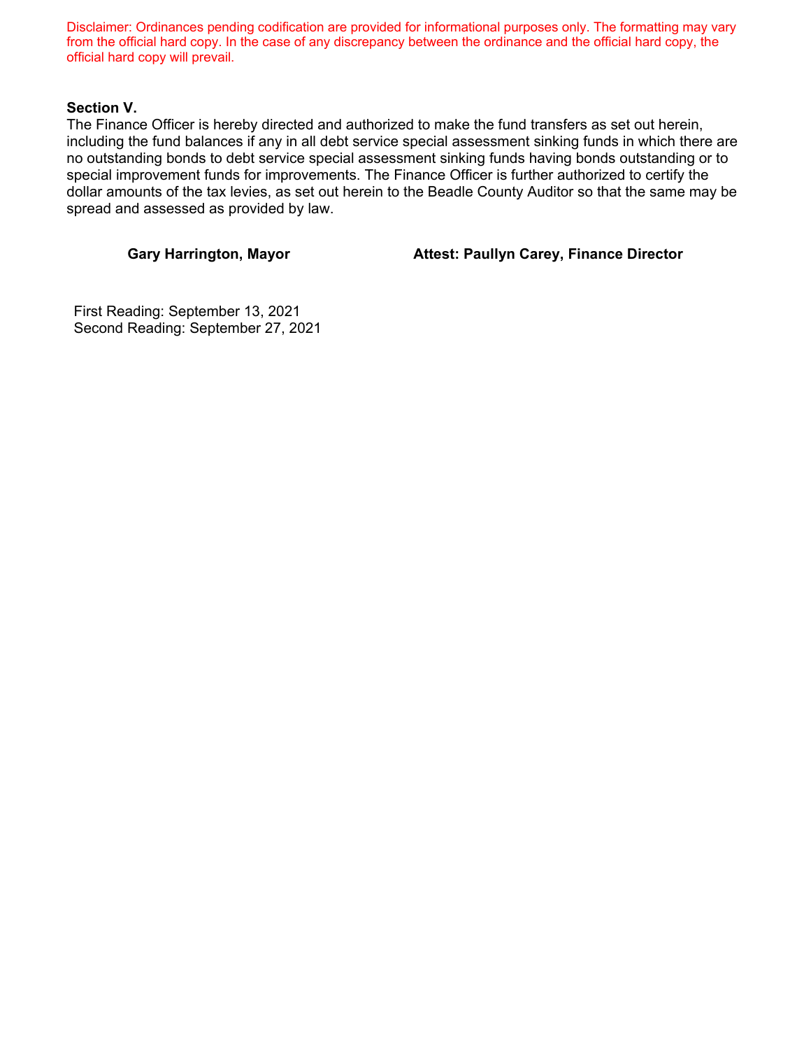Disclaimer: Ordinances pending codification are provided for informational purposes only. The formatting may vary from the official hard copy. In the case of any discrepancy between the ordinance and the official hard copy, the official hard copy will prevail.

**Section V.**

The Finance Officer is hereby directed and authorized to make the fund transfers as set out herein, including the fund balances if any in all debt service special assessment sinking funds in which there are no outstanding bonds to debt service special assessment sinking funds having bonds outstanding or to special improvement funds for improvements. The Finance Officer is further authorized to certify the dollar amounts of the tax levies, as set out herein to the Beadle County Auditor so that the same may be spread and assessed as provided by law.

**Gary Harrington, Mayor** **Attest: Paullyn Carey, Finance Director**

First Reading: September 13, 2021
Second Reading: September 27, 2021